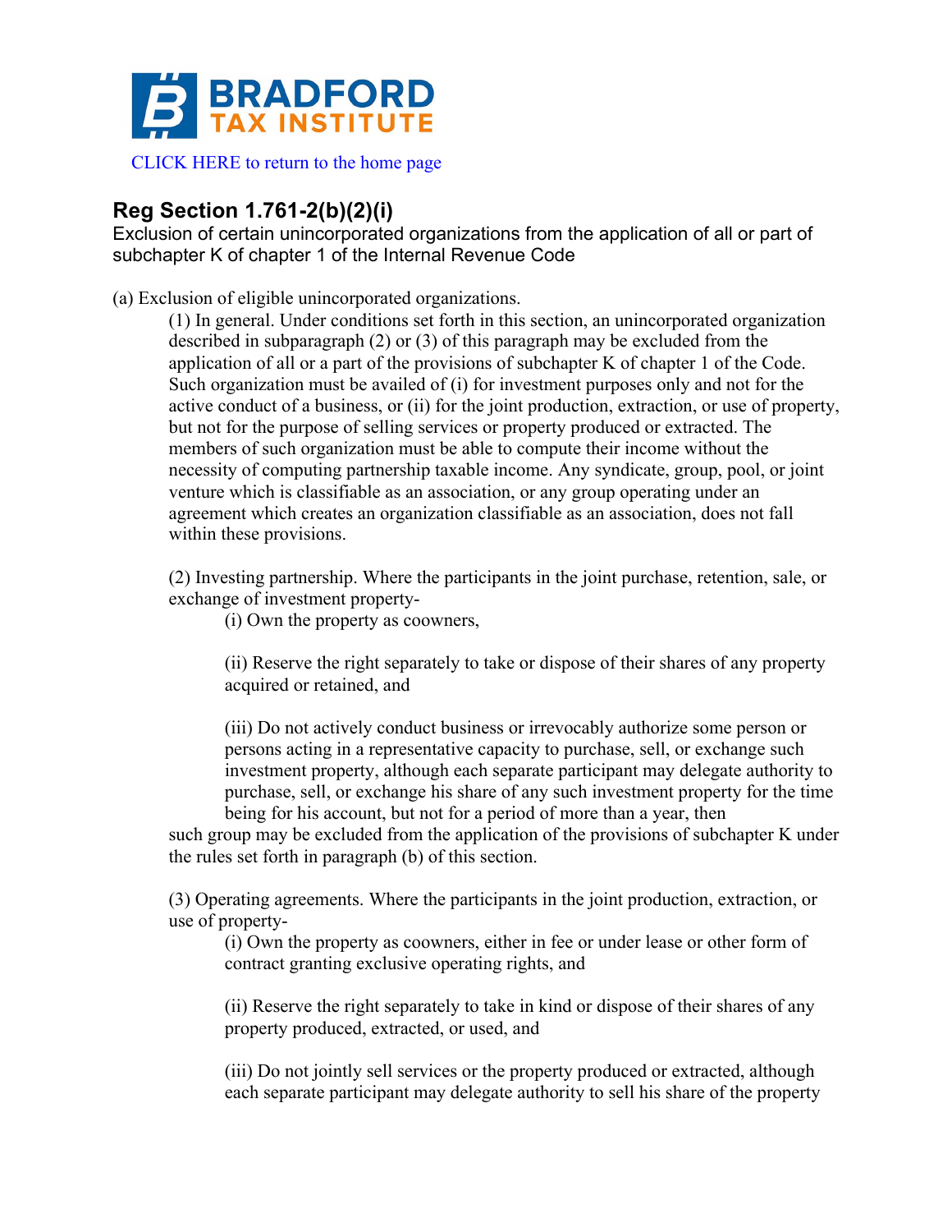BRADFORD TAX INSTITUTE

CLICK HERE to return to the home page

## Reg Section 1.761-2(b)(2)(i)

Exclusion of certain unincorporated organizations from the application of all or part of subchapter K of chapter 1 of the Internal Revenue Code

(a) Exclusion of eligible unincorporated organizations.

(1) In general. Under conditions set forth in this section, an unincorporated organization described in subparagraph (2) or (3) of this paragraph may be excluded from the application of all or a part of the provisions of subchapter K of chapter 1 of the Code. Such organization must be availed of (i) for investment purposes only and not for the active conduct of a business, or (ii) for the joint production, extraction, or use of property, but not for the purpose of selling services or property produced or extracted. The members of such organization must be able to compute their income without the necessity of computing partnership taxable income. Any syndicate, group, pool, or joint venture which is classifiable as an association, or any group operating under an agreement which creates an organization classifiable as an association, does not fall within these provisions.

(2) Investing partnership. Where the participants in the joint purchase, retention, sale, or exchange of investment property-

(i) Own the property as coowners,

(ii) Reserve the right separately to take or dispose of their shares of any property acquired or retained, and

(iii) Do not actively conduct business or irrevocably authorize some person or persons acting in a representative capacity to purchase, sell, or exchange such investment property, although each separate participant may delegate authority to purchase, sell, or exchange his share of any such investment property for the time being for his account, but not for a period of more than a year, then

such group may be excluded from the application of the provisions of subchapter K under the rules set forth in paragraph (b) of this section.

(3) Operating agreements. Where the participants in the joint production, extraction, or use of property-

(i) Own the property as coowners, either in fee or under lease or other form of contract granting exclusive operating rights, and

(ii) Reserve the right separately to take in kind or dispose of their shares of any property produced, extracted, or used, and

(iii) Do not jointly sell services or the property produced or extracted, although each separate participant may delegate authority to sell his share of the property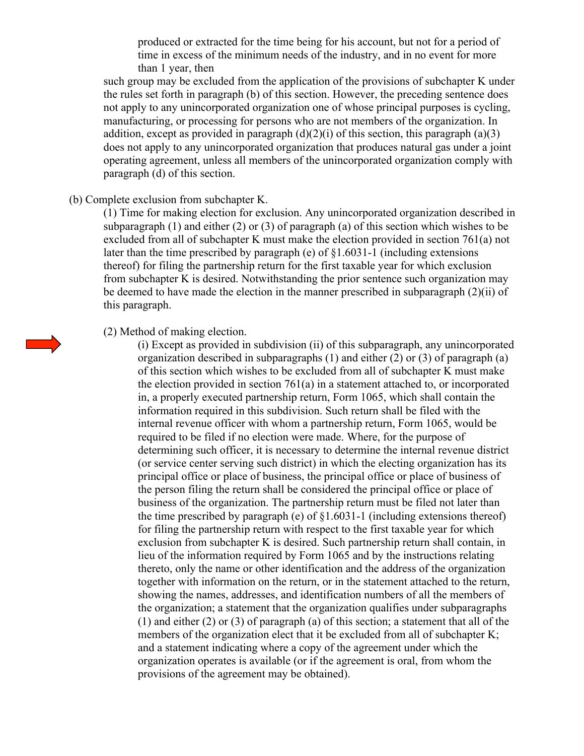produced or extracted for the time being for his account, but not for a period of time in excess of the minimum needs of the industry, and in no event for more than 1 year, then

such group may be excluded from the application of the provisions of subchapter K under the rules set forth in paragraph (b) of this section. However, the preceding sentence does not apply to any unincorporated organization one of whose principal purposes is cycling, manufacturing, or processing for persons who are not members of the organization. In addition, except as provided in paragraph (d)(2)(i) of this section, this paragraph (a)(3) does not apply to any unincorporated organization that produces natural gas under a joint operating agreement, unless all members of the unincorporated organization comply with paragraph (d) of this section.

(b) Complete exclusion from subchapter K.

(1) Time for making election for exclusion. Any unincorporated organization described in subparagraph (1) and either (2) or (3) of paragraph (a) of this section which wishes to be excluded from all of subchapter K must make the election provided in section 761(a) not later than the time prescribed by paragraph (e) of §1.6031-1 (including extensions thereof) for filing the partnership return for the first taxable year for which exclusion from subchapter K is desired. Notwithstanding the prior sentence such organization may be deemed to have made the election in the manner prescribed in subparagraph (2)(ii) of this paragraph.

(2) Method of making election.

(i) Except as provided in subdivision (ii) of this subparagraph, any unincorporated organization described in subparagraphs (1) and either (2) or (3) of paragraph (a) of this section which wishes to be excluded from all of subchapter K must make the election provided in section 761(a) in a statement attached to, or incorporated in, a properly executed partnership return, Form 1065, which shall contain the information required in this subdivision. Such return shall be filed with the internal revenue officer with whom a partnership return, Form 1065, would be required to be filed if no election were made. Where, for the purpose of determining such officer, it is necessary to determine the internal revenue district (or service center serving such district) in which the electing organization has its principal office or place of business, the principal office or place of business of the person filing the return shall be considered the principal office or place of business of the organization. The partnership return must be filed not later than the time prescribed by paragraph (e) of §1.6031-1 (including extensions thereof) for filing the partnership return with respect to the first taxable year for which exclusion from subchapter K is desired. Such partnership return shall contain, in lieu of the information required by Form 1065 and by the instructions relating thereto, only the name or other identification and the address of the organization together with information on the return, or in the statement attached to the return, showing the names, addresses, and identification numbers of all the members of the organization; a statement that the organization qualifies under subparagraphs (1) and either (2) or (3) of paragraph (a) of this section; a statement that all of the members of the organization elect that it be excluded from all of subchapter K; and a statement indicating where a copy of the agreement under which the organization operates is available (or if the agreement is oral, from whom the provisions of the agreement may be obtained).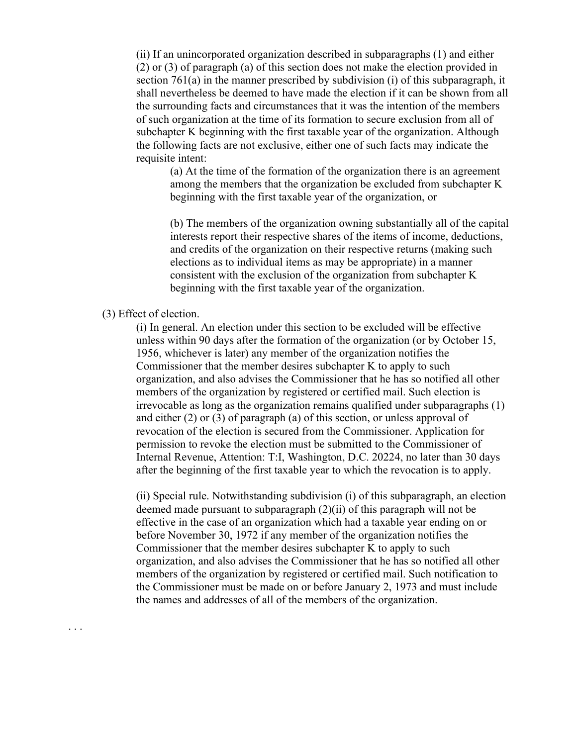(ii) If an unincorporated organization described in subparagraphs (1) and either (2) or (3) of paragraph (a) of this section does not make the election provided in section 761(a) in the manner prescribed by subdivision (i) of this subparagraph, it shall nevertheless be deemed to have made the election if it can be shown from all the surrounding facts and circumstances that it was the intention of the members of such organization at the time of its formation to secure exclusion from all of subchapter K beginning with the first taxable year of the organization. Although the following facts are not exclusive, either one of such facts may indicate the requisite intent:

(a) At the time of the formation of the organization there is an agreement among the members that the organization be excluded from subchapter K beginning with the first taxable year of the organization, or

(b) The members of the organization owning substantially all of the capital interests report their respective shares of the items of income, deductions, and credits of the organization on their respective returns (making such elections as to individual items as may be appropriate) in a manner consistent with the exclusion of the organization from subchapter K beginning with the first taxable year of the organization.

(3) Effect of election.

(i) In general. An election under this section to be excluded will be effective unless within 90 days after the formation of the organization (or by October 15, 1956, whichever is later) any member of the organization notifies the Commissioner that the member desires subchapter K to apply to such organization, and also advises the Commissioner that he has so notified all other members of the organization by registered or certified mail. Such election is irrevocable as long as the organization remains qualified under subparagraphs (1) and either (2) or (3) of paragraph (a) of this section, or unless approval of revocation of the election is secured from the Commissioner. Application for permission to revoke the election must be submitted to the Commissioner of Internal Revenue, Attention: T:I, Washington, D.C. 20224, no later than 30 days after the beginning of the first taxable year to which the revocation is to apply.

(ii) Special rule. Notwithstanding subdivision (i) of this subparagraph, an election deemed made pursuant to subparagraph (2)(ii) of this paragraph will not be effective in the case of an organization which had a taxable year ending on or before November 30, 1972 if any member of the organization notifies the Commissioner that the member desires subchapter K to apply to such organization, and also advises the Commissioner that he has so notified all other members of the organization by registered or certified mail. Such notification to the Commissioner must be made on or before January 2, 1973 and must include the names and addresses of all of the members of the organization.

. . .